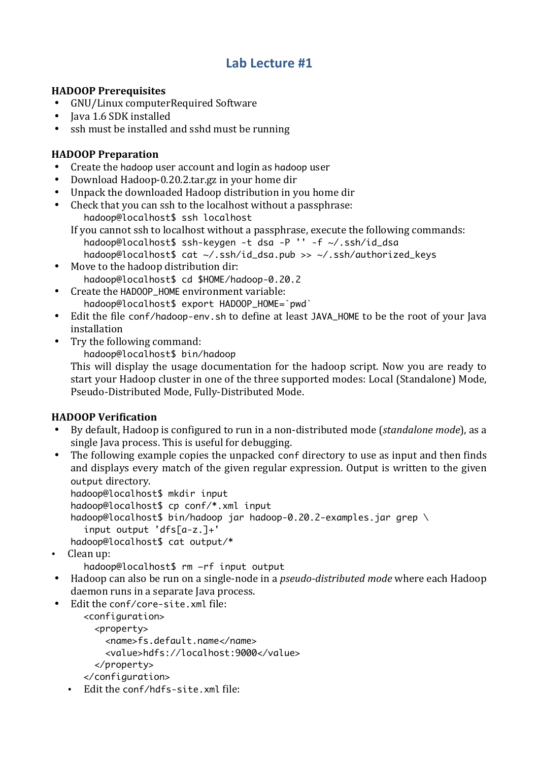# Lab Lecture #1

**HADOOP Prerequisites**

- GNU/Linux computerRequired Software
- Java 1.6 SDK installed
- ssh must be installed and sshd must be running

**HADOOP Preparation**

- Create the `hadoop` user account and login as `hadoop` user
- Download Hadoop-0.20.2.tar.gz in your home dir
- Unpack the downloaded Hadoop distribution in you home dir
- Check that you can ssh to the localhost without a passphrase:
  ```
  hadoop@localhost$ ssh localhost
  ```
  If you cannot ssh to localhost without a passphrase, execute the following commands:
  ```
  hadoop@localhost$ ssh-keygen -t dsa -P '' -f ~/.ssh/id_dsa
  hadoop@localhost$ cat ~/.ssh/id_dsa.pub >> ~/.ssh/authorized_keys
  ```
- Move to the hadoop distribution dir:
  ```
  hadoop@localhost$ cd $HOME/hadoop-0.20.2
  ```
- Create the `HADOOP_HOME` environment variable:
  ```
  hadoop@localhost$ export HADOOP_HOME=`pwd`
  ```
- Edit the file `conf/hadoop-env.sh` to define at least `JAVA_HOME` to be the root of your Java installation
- Try the following command:
  ```
  hadoop@localhost$ bin/hadoop
  ```
  This will display the usage documentation for the hadoop script. Now you are ready to start your Hadoop cluster in one of the three supported modes: Local (Standalone) Mode, Pseudo-Distributed Mode, Fully-Distributed Mode.

**HADOOP Verification**

- By default, Hadoop is configured to run in a non-distributed mode (*standalone mode*), as a single Java process. This is useful for debugging.
- The following example copies the unpacked `conf` directory to use as input and then finds and displays every match of the given regular expression. Output is written to the given `output` directory.
  ```
  hadoop@localhost$ mkdir input
  hadoop@localhost$ cp conf/*.xml input
  hadoop@localhost$ bin/hadoop jar hadoop-0.20.2-examples.jar grep \
    input output 'dfs[a-z.]+'
  hadoop@localhost$ cat output/*
  ```
- Clean up:
  ```
  hadoop@localhost$ rm –rf input output
  ```
- Hadoop can also be run on a single-node in a *pseudo-distributed mode* where each Hadoop daemon runs in a separate Java process.
- Edit the `conf/core-site.xml` file:
  ```
  <configuration>
    <property>
      <name>fs.default.name</name>
      <value>hdfs://localhost:9000</value>
    </property>
  </configuration>
  ```
  - Edit the `conf/hdfs-site.xml` file: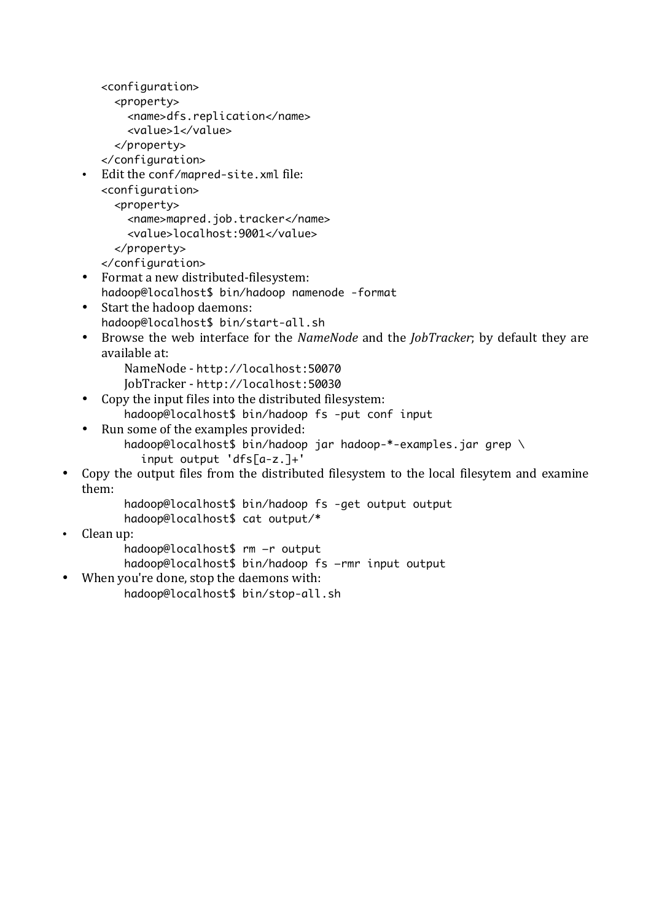```
<configuration>
  <property>
    <name>dfs.replication</name>
    <value>1</value>
  </property>
</configuration>
```

- Edit the `conf/mapred-site.xml` file:

  ```
  <configuration>
    <property>
      <name>mapred.job.tracker</name>
      <value>localhost:9001</value>
    </property>
  </configuration>
  ```

- Format a new distributed-filesystem:

  ```
  hadoop@localhost$ bin/hadoop namenode -format
  ```

- Start the hadoop daemons:

  ```
  hadoop@localhost$ bin/start-all.sh
  ```

- Browse the web interface for the *NameNode* and the *JobTracker*; by default they are available at:

  NameNode - `http://localhost:50070`

  JobTracker - `http://localhost:50030`

- Copy the input files into the distributed filesystem:

  ```
  hadoop@localhost$ bin/hadoop fs -put conf input
  ```

- Run some of the examples provided:

  ```
  hadoop@localhost$ bin/hadoop jar hadoop-*-examples.jar grep \
     input output 'dfs[a-z.]+'
  ```

- Copy the output files from the distributed filesystem to the local filesytem and examine them:

  ```
  hadoop@localhost$ bin/hadoop fs -get output output
  hadoop@localhost$ cat output/*
  ```

- Clean up:

  ```
  hadoop@localhost$ rm –r output
  hadoop@localhost$ bin/hadoop fs –rmr input output
  ```

- When you're done, stop the daemons with:

  ```
  hadoop@localhost$ bin/stop-all.sh
  ```